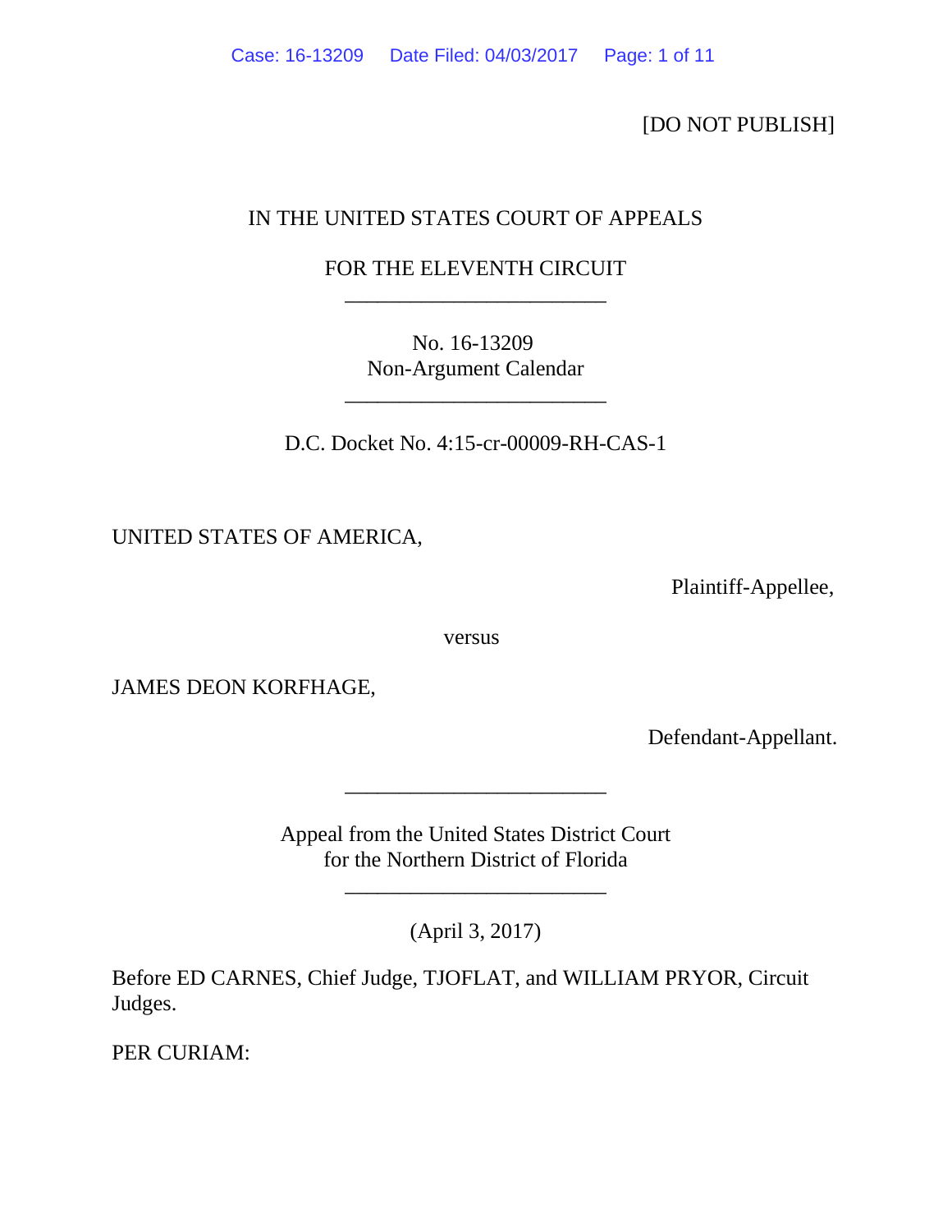[DO NOT PUBLISH]

IN THE UNITED STATES COURT OF APPEALS

FOR THE ELEVENTH CIRCUIT

________________________

No. 16-13209
Non-Argument Calendar

________________________

D.C. Docket No. 4:15-cr-00009-RH-CAS-1

UNITED STATES OF AMERICA,

Plaintiff-Appellee,

versus

JAMES DEON KORFHAGE,

Defendant-Appellant.

________________________

Appeal from the United States District Court
for the Northern District of Florida

________________________

(April 3, 2017)

Before ED CARNES, Chief Judge, TJOFLAT, and WILLIAM PRYOR, Circuit Judges.

PER CURIAM: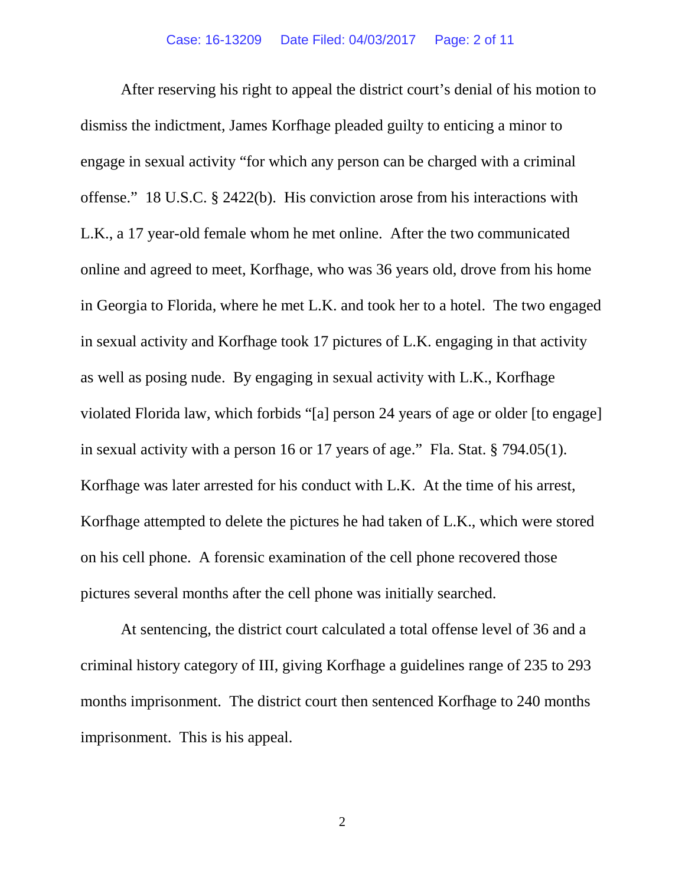After reserving his right to appeal the district court's denial of his motion to dismiss the indictment, James Korfhage pleaded guilty to enticing a minor to engage in sexual activity "for which any person can be charged with a criminal offense." 18 U.S.C. § 2422(b). His conviction arose from his interactions with L.K., a 17 year-old female whom he met online. After the two communicated online and agreed to meet, Korfhage, who was 36 years old, drove from his home in Georgia to Florida, where he met L.K. and took her to a hotel. The two engaged in sexual activity and Korfhage took 17 pictures of L.K. engaging in that activity as well as posing nude. By engaging in sexual activity with L.K., Korfhage violated Florida law, which forbids "[a] person 24 years of age or older [to engage] in sexual activity with a person 16 or 17 years of age." Fla. Stat. § 794.05(1). Korfhage was later arrested for his conduct with L.K. At the time of his arrest, Korfhage attempted to delete the pictures he had taken of L.K., which were stored on his cell phone. A forensic examination of the cell phone recovered those pictures several months after the cell phone was initially searched.

At sentencing, the district court calculated a total offense level of 36 and a criminal history category of III, giving Korfhage a guidelines range of 235 to 293 months imprisonment. The district court then sentenced Korfhage to 240 months imprisonment. This is his appeal.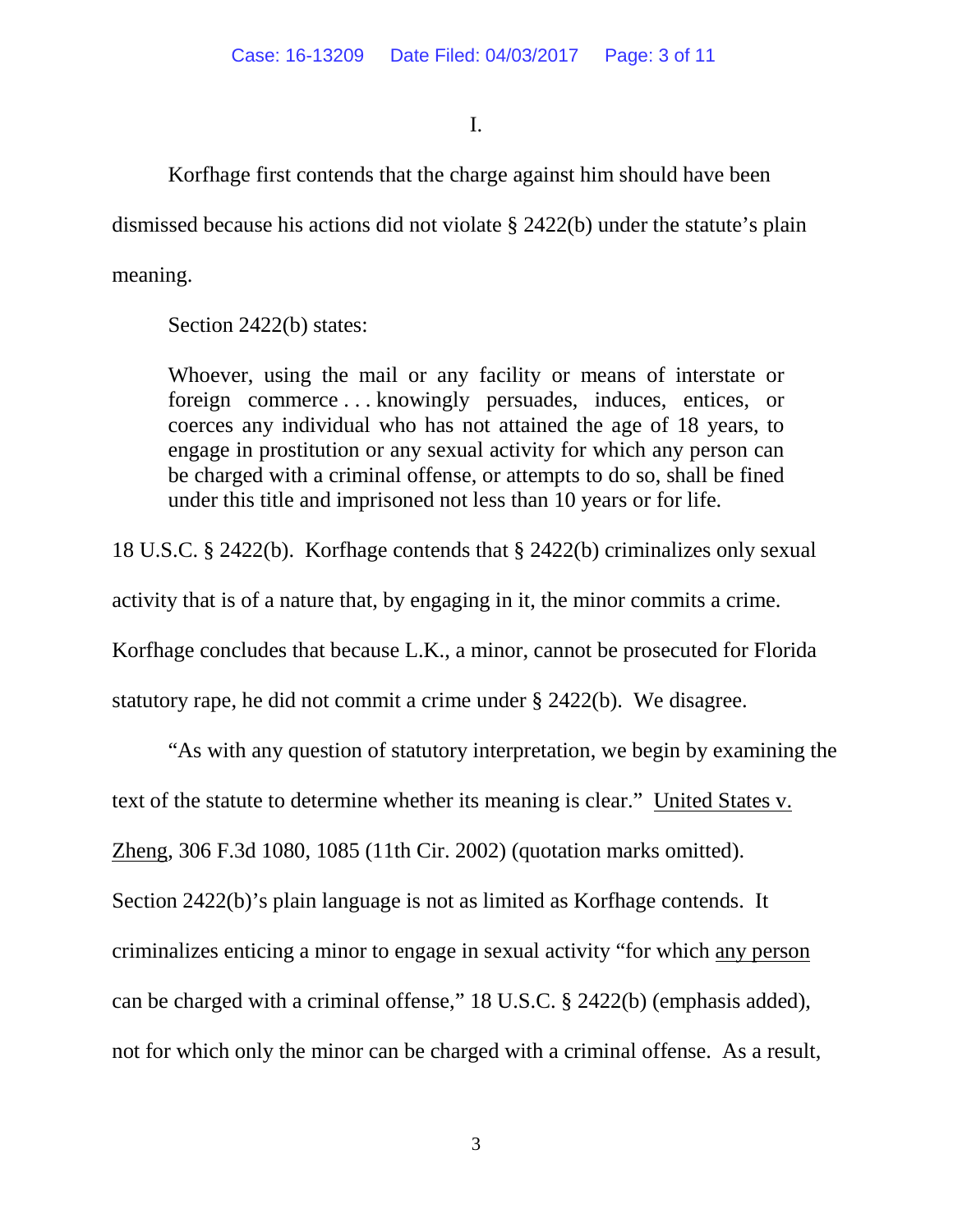I.

Korfhage first contends that the charge against him should have been dismissed because his actions did not violate § 2422(b) under the statute's plain meaning.

Section 2422(b) states:

> Whoever, using the mail or any facility or means of interstate or foreign commerce . . . knowingly persuades, induces, entices, or coerces any individual who has not attained the age of 18 years, to engage in prostitution or any sexual activity for which any person can be charged with a criminal offense, or attempts to do so, shall be fined under this title and imprisoned not less than 10 years or for life.

18 U.S.C. § 2422(b). Korfhage contends that § 2422(b) criminalizes only sexual activity that is of a nature that, by engaging in it, the minor commits a crime. Korfhage concludes that because L.K., a minor, cannot be prosecuted for Florida statutory rape, he did not commit a crime under § 2422(b). We disagree.

"As with any question of statutory interpretation, we begin by examining the text of the statute to determine whether its meaning is clear." United States v. Zheng, 306 F.3d 1080, 1085 (11th Cir. 2002) (quotation marks omitted). Section 2422(b)'s plain language is not as limited as Korfhage contends. It criminalizes enticing a minor to engage in sexual activity "for which any person can be charged with a criminal offense," 18 U.S.C. § 2422(b) (emphasis added), not for which only the minor can be charged with a criminal offense. As a result,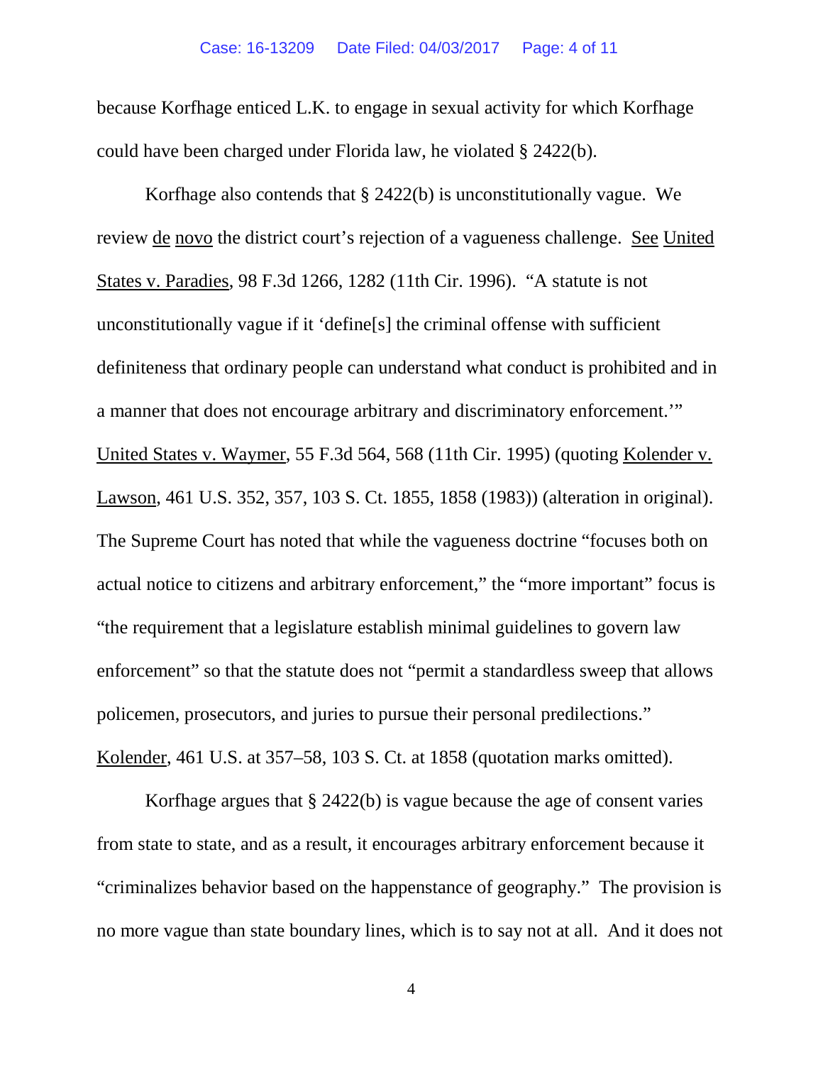because Korfhage enticed L.K. to engage in sexual activity for which Korfhage could have been charged under Florida law, he violated § 2422(b).

Korfhage also contends that § 2422(b) is unconstitutionally vague. We review de novo the district court's rejection of a vagueness challenge. See United States v. Paradies, 98 F.3d 1266, 1282 (11th Cir. 1996). "A statute is not unconstitutionally vague if it 'define[s] the criminal offense with sufficient definiteness that ordinary people can understand what conduct is prohibited and in a manner that does not encourage arbitrary and discriminatory enforcement.'" United States v. Waymer, 55 F.3d 564, 568 (11th Cir. 1995) (quoting Kolender v. Lawson, 461 U.S. 352, 357, 103 S. Ct. 1855, 1858 (1983)) (alteration in original). The Supreme Court has noted that while the vagueness doctrine "focuses both on actual notice to citizens and arbitrary enforcement," the "more important" focus is "the requirement that a legislature establish minimal guidelines to govern law enforcement" so that the statute does not "permit a standardless sweep that allows policemen, prosecutors, and juries to pursue their personal predilections." Kolender, 461 U.S. at 357–58, 103 S. Ct. at 1858 (quotation marks omitted).

Korfhage argues that § 2422(b) is vague because the age of consent varies from state to state, and as a result, it encourages arbitrary enforcement because it "criminalizes behavior based on the happenstance of geography." The provision is no more vague than state boundary lines, which is to say not at all. And it does not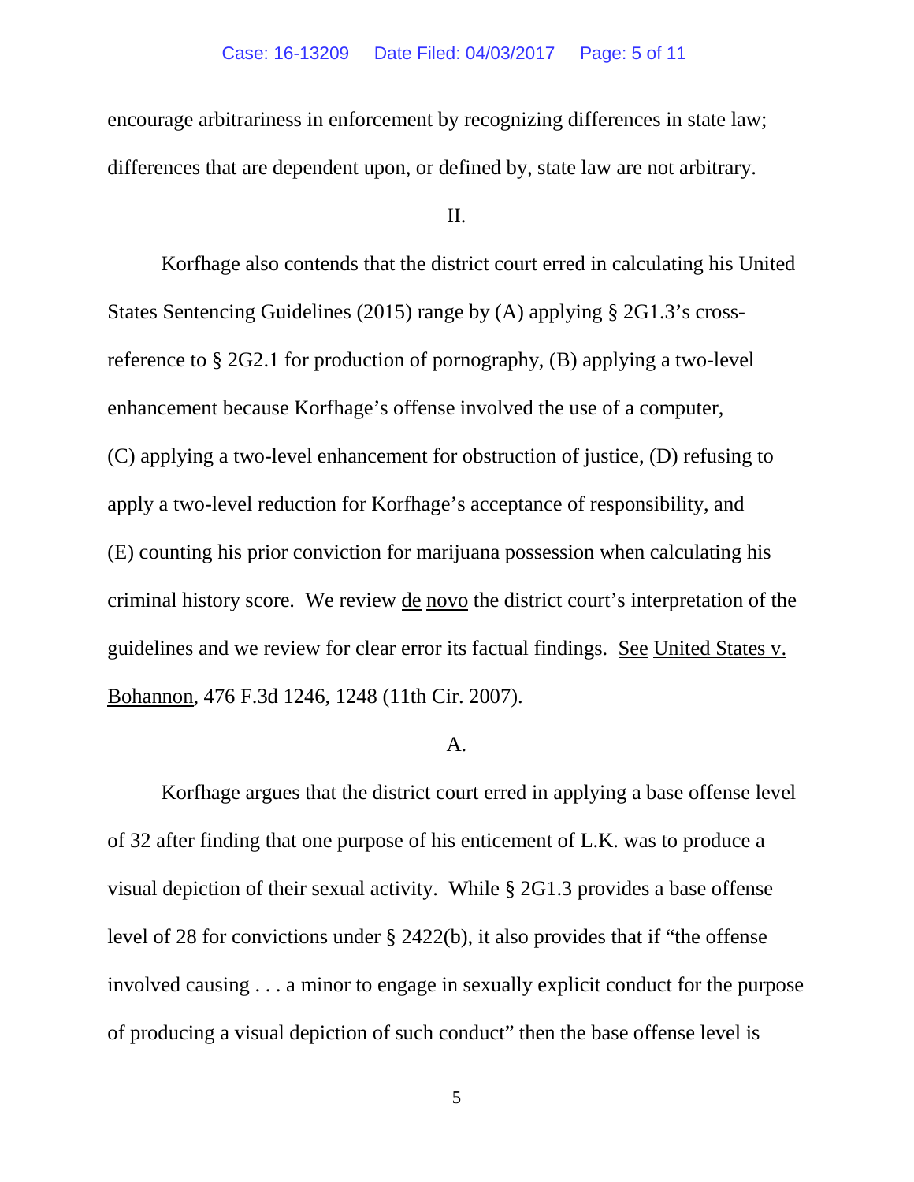encourage arbitrariness in enforcement by recognizing differences in state law; differences that are dependent upon, or defined by, state law are not arbitrary.

II.

Korfhage also contends that the district court erred in calculating his United States Sentencing Guidelines (2015) range by (A) applying § 2G1.3's cross-reference to § 2G2.1 for production of pornography, (B) applying a two-level enhancement because Korfhage's offense involved the use of a computer, (C) applying a two-level enhancement for obstruction of justice, (D) refusing to apply a two-level reduction for Korfhage's acceptance of responsibility, and (E) counting his prior conviction for marijuana possession when calculating his criminal history score. We review de novo the district court's interpretation of the guidelines and we review for clear error its factual findings. See United States v. Bohannon, 476 F.3d 1246, 1248 (11th Cir. 2007).

A.

Korfhage argues that the district court erred in applying a base offense level of 32 after finding that one purpose of his enticement of L.K. was to produce a visual depiction of their sexual activity. While § 2G1.3 provides a base offense level of 28 for convictions under § 2422(b), it also provides that if "the offense involved causing . . . a minor to engage in sexually explicit conduct for the purpose of producing a visual depiction of such conduct" then the base offense level is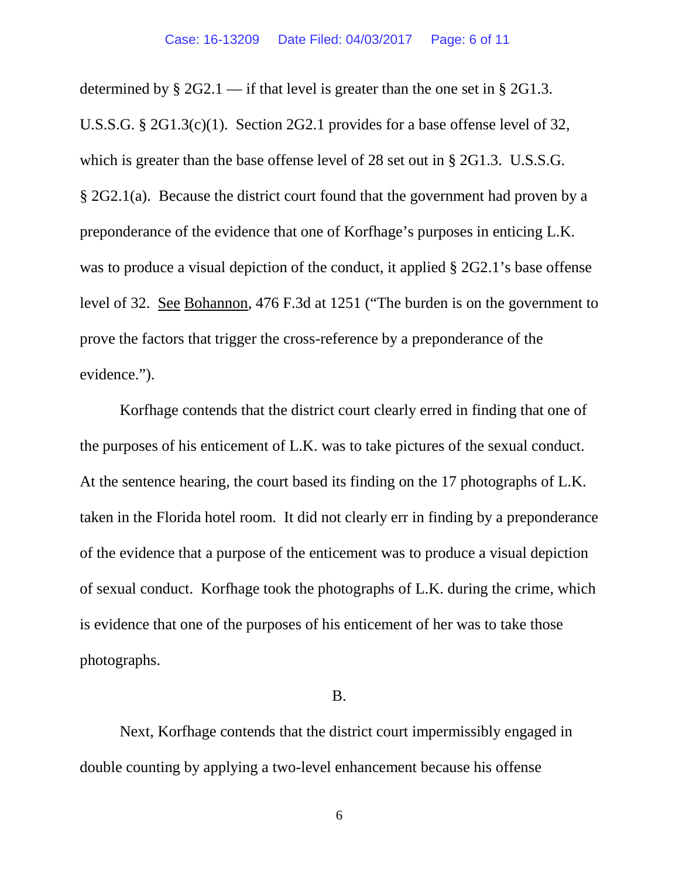determined by § 2G2.1 — if that level is greater than the one set in § 2G1.3. U.S.S.G. § 2G1.3(c)(1). Section 2G2.1 provides for a base offense level of 32, which is greater than the base offense level of 28 set out in § 2G1.3. U.S.S.G. § 2G2.1(a). Because the district court found that the government had proven by a preponderance of the evidence that one of Korfhage's purposes in enticing L.K. was to produce a visual depiction of the conduct, it applied § 2G2.1's base offense level of 32. See Bohannon, 476 F.3d at 1251 ("The burden is on the government to prove the factors that trigger the cross-reference by a preponderance of the evidence.").

Korfhage contends that the district court clearly erred in finding that one of the purposes of his enticement of L.K. was to take pictures of the sexual conduct. At the sentence hearing, the court based its finding on the 17 photographs of L.K. taken in the Florida hotel room. It did not clearly err in finding by a preponderance of the evidence that a purpose of the enticement was to produce a visual depiction of sexual conduct. Korfhage took the photographs of L.K. during the crime, which is evidence that one of the purposes of his enticement of her was to take those photographs.

B.

Next, Korfhage contends that the district court impermissibly engaged in double counting by applying a two-level enhancement because his offense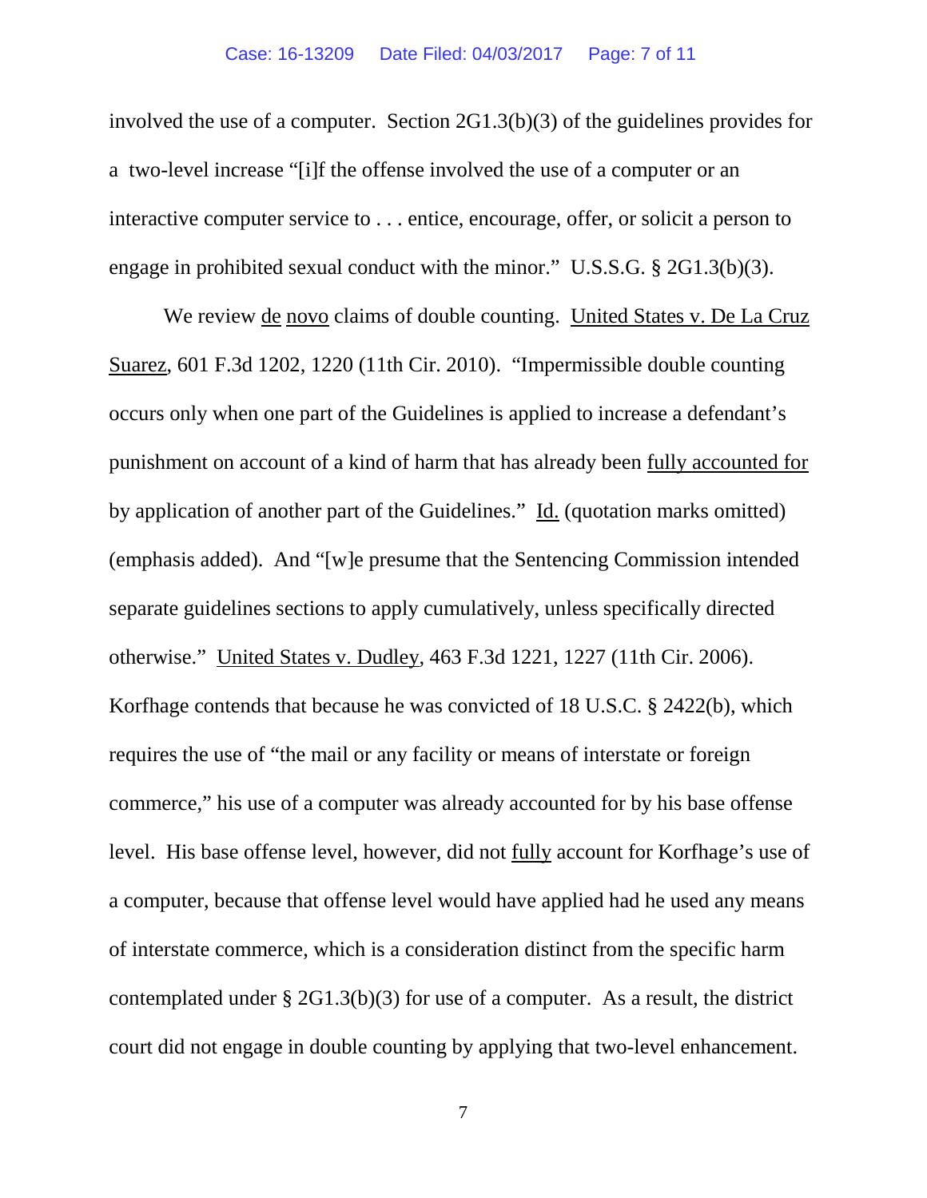involved the use of a computer. Section 2G1.3(b)(3) of the guidelines provides for a two-level increase "[i]f the offense involved the use of a computer or an interactive computer service to . . . entice, encourage, offer, or solicit a person to engage in prohibited sexual conduct with the minor." U.S.S.G. § 2G1.3(b)(3).

We review de novo claims of double counting. United States v. De La Cruz Suarez, 601 F.3d 1202, 1220 (11th Cir. 2010). "Impermissible double counting occurs only when one part of the Guidelines is applied to increase a defendant's punishment on account of a kind of harm that has already been fully accounted for by application of another part of the Guidelines." Id. (quotation marks omitted) (emphasis added). And "[w]e presume that the Sentencing Commission intended separate guidelines sections to apply cumulatively, unless specifically directed otherwise." United States v. Dudley, 463 F.3d 1221, 1227 (11th Cir. 2006). Korfhage contends that because he was convicted of 18 U.S.C. § 2422(b), which requires the use of "the mail or any facility or means of interstate or foreign commerce," his use of a computer was already accounted for by his base offense level. His base offense level, however, did not fully account for Korfhage's use of a computer, because that offense level would have applied had he used any means of interstate commerce, which is a consideration distinct from the specific harm contemplated under § 2G1.3(b)(3) for use of a computer. As a result, the district court did not engage in double counting by applying that two-level enhancement.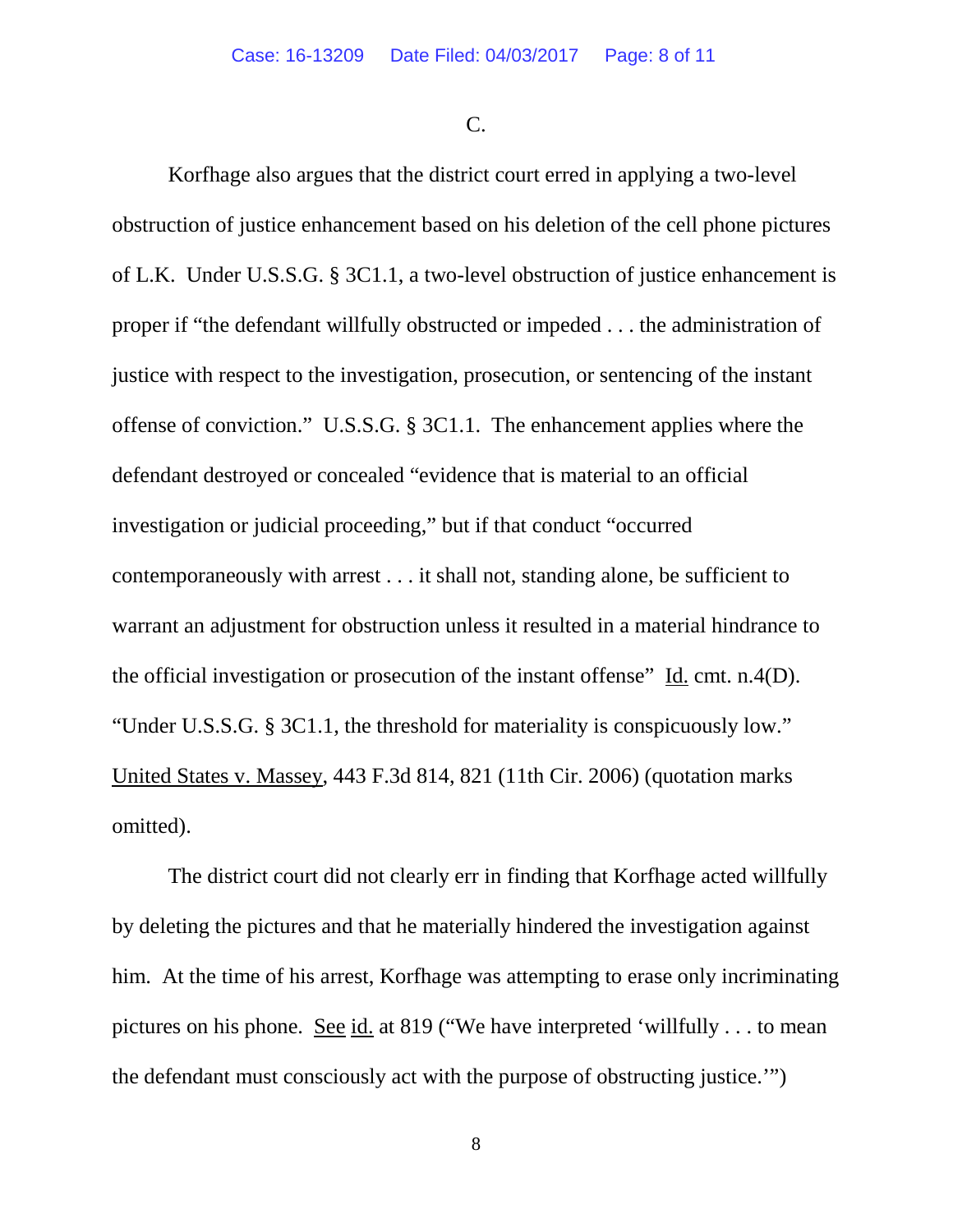C.

Korfhage also argues that the district court erred in applying a two-level obstruction of justice enhancement based on his deletion of the cell phone pictures of L.K. Under U.S.S.G. § 3C1.1, a two-level obstruction of justice enhancement is proper if "the defendant willfully obstructed or impeded . . . the administration of justice with respect to the investigation, prosecution, or sentencing of the instant offense of conviction." U.S.S.G. § 3C1.1. The enhancement applies where the defendant destroyed or concealed "evidence that is material to an official investigation or judicial proceeding," but if that conduct "occurred contemporaneously with arrest . . . it shall not, standing alone, be sufficient to warrant an adjustment for obstruction unless it resulted in a material hindrance to the official investigation or prosecution of the instant offense" Id. cmt. n.4(D). "Under U.S.S.G. § 3C1.1, the threshold for materiality is conspicuously low." United States v. Massey, 443 F.3d 814, 821 (11th Cir. 2006) (quotation marks omitted).

The district court did not clearly err in finding that Korfhage acted willfully by deleting the pictures and that he materially hindered the investigation against him. At the time of his arrest, Korfhage was attempting to erase only incriminating pictures on his phone. See id. at 819 ("We have interpreted 'willfully . . . to mean the defendant must consciously act with the purpose of obstructing justice.'")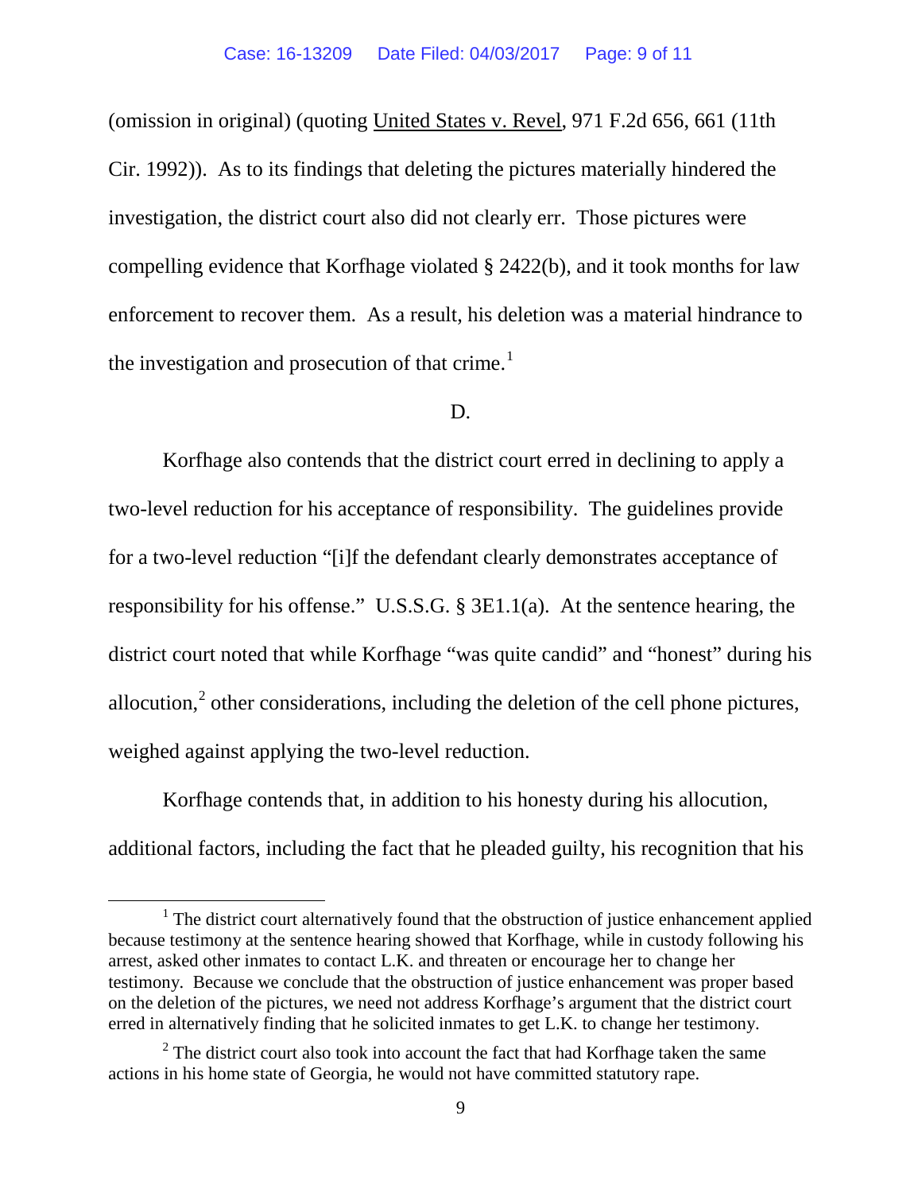(omission in original) (quoting United States v. Revel, 971 F.2d 656, 661 (11th Cir. 1992)). As to its findings that deleting the pictures materially hindered the investigation, the district court also did not clearly err. Those pictures were compelling evidence that Korfhage violated § 2422(b), and it took months for law enforcement to recover them. As a result, his deletion was a material hindrance to the investigation and prosecution of that crime.[1]

D.

Korfhage also contends that the district court erred in declining to apply a two-level reduction for his acceptance of responsibility. The guidelines provide for a two-level reduction "[i]f the defendant clearly demonstrates acceptance of responsibility for his offense." U.S.S.G. § 3E1.1(a). At the sentence hearing, the district court noted that while Korfhage "was quite candid" and "honest" during his allocution,[2] other considerations, including the deletion of the cell phone pictures, weighed against applying the two-level reduction.

Korfhage contends that, in addition to his honesty during his allocution, additional factors, including the fact that he pleaded guilty, his recognition that his

---

[1] The district court alternatively found that the obstruction of justice enhancement applied because testimony at the sentence hearing showed that Korfhage, while in custody following his arrest, asked other inmates to contact L.K. and threaten or encourage her to change her testimony. Because we conclude that the obstruction of justice enhancement was proper based on the deletion of the pictures, we need not address Korfhage's argument that the district court erred in alternatively finding that he solicited inmates to get L.K. to change her testimony.

[2] The district court also took into account the fact that had Korfhage taken the same actions in his home state of Georgia, he would not have committed statutory rape.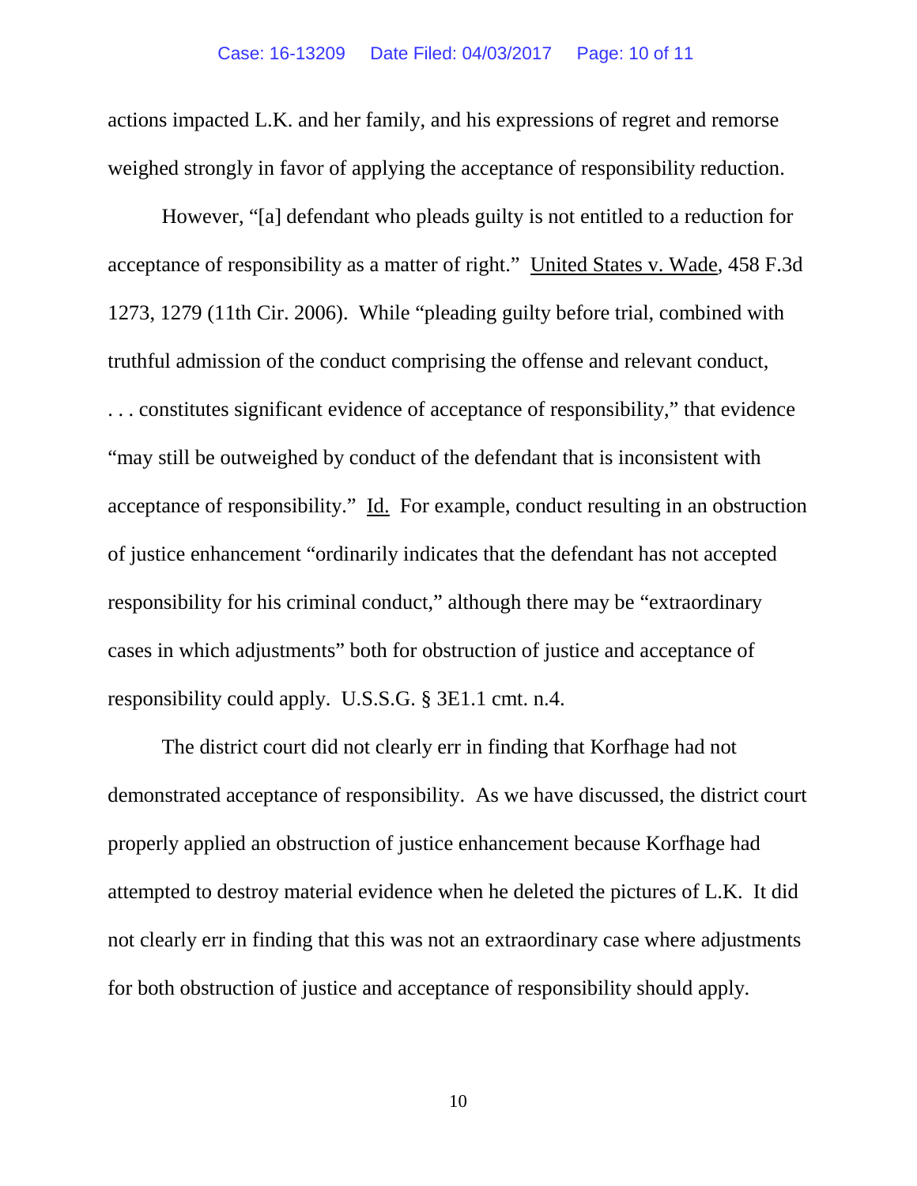actions impacted L.K. and her family, and his expressions of regret and remorse weighed strongly in favor of applying the acceptance of responsibility reduction.

However, "[a] defendant who pleads guilty is not entitled to a reduction for acceptance of responsibility as a matter of right." United States v. Wade, 458 F.3d 1273, 1279 (11th Cir. 2006). While "pleading guilty before trial, combined with truthful admission of the conduct comprising the offense and relevant conduct, . . . constitutes significant evidence of acceptance of responsibility," that evidence "may still be outweighed by conduct of the defendant that is inconsistent with acceptance of responsibility." Id. For example, conduct resulting in an obstruction of justice enhancement "ordinarily indicates that the defendant has not accepted responsibility for his criminal conduct," although there may be "extraordinary cases in which adjustments" both for obstruction of justice and acceptance of responsibility could apply. U.S.S.G. § 3E1.1 cmt. n.4.

The district court did not clearly err in finding that Korfhage had not demonstrated acceptance of responsibility. As we have discussed, the district court properly applied an obstruction of justice enhancement because Korfhage had attempted to destroy material evidence when he deleted the pictures of L.K. It did not clearly err in finding that this was not an extraordinary case where adjustments for both obstruction of justice and acceptance of responsibility should apply.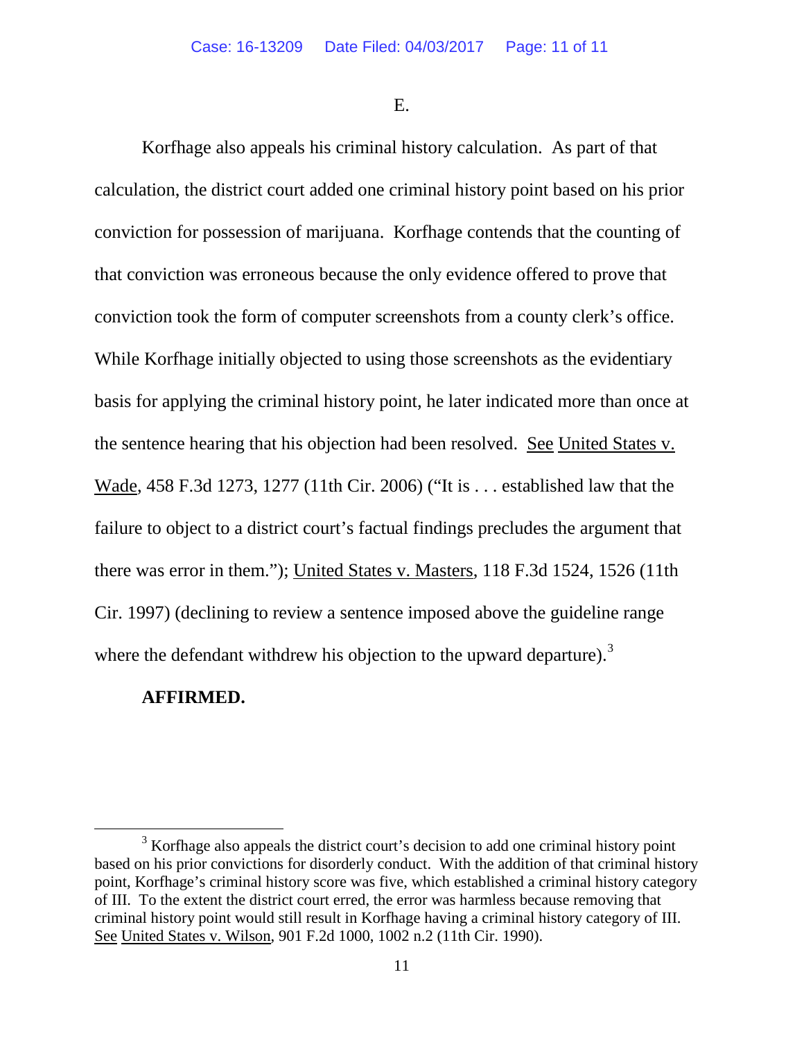E.

Korfhage also appeals his criminal history calculation. As part of that calculation, the district court added one criminal history point based on his prior conviction for possession of marijuana. Korfhage contends that the counting of that conviction was erroneous because the only evidence offered to prove that conviction took the form of computer screenshots from a county clerk's office. While Korfhage initially objected to using those screenshots as the evidentiary basis for applying the criminal history point, he later indicated more than once at the sentence hearing that his objection had been resolved. See United States v. Wade, 458 F.3d 1273, 1277 (11th Cir. 2006) ("It is . . . established law that the failure to object to a district court's factual findings precludes the argument that there was error in them."); United States v. Masters, 118 F.3d 1524, 1526 (11th Cir. 1997) (declining to review a sentence imposed above the guideline range where the defendant withdrew his objection to the upward departure).[3]

**AFFIRMED.**

[3] Korfhage also appeals the district court's decision to add one criminal history point based on his prior convictions for disorderly conduct. With the addition of that criminal history point, Korfhage's criminal history score was five, which established a criminal history category of III. To the extent the district court erred, the error was harmless because removing that criminal history point would still result in Korfhage having a criminal history category of III. See United States v. Wilson, 901 F.2d 1000, 1002 n.2 (11th Cir. 1990).